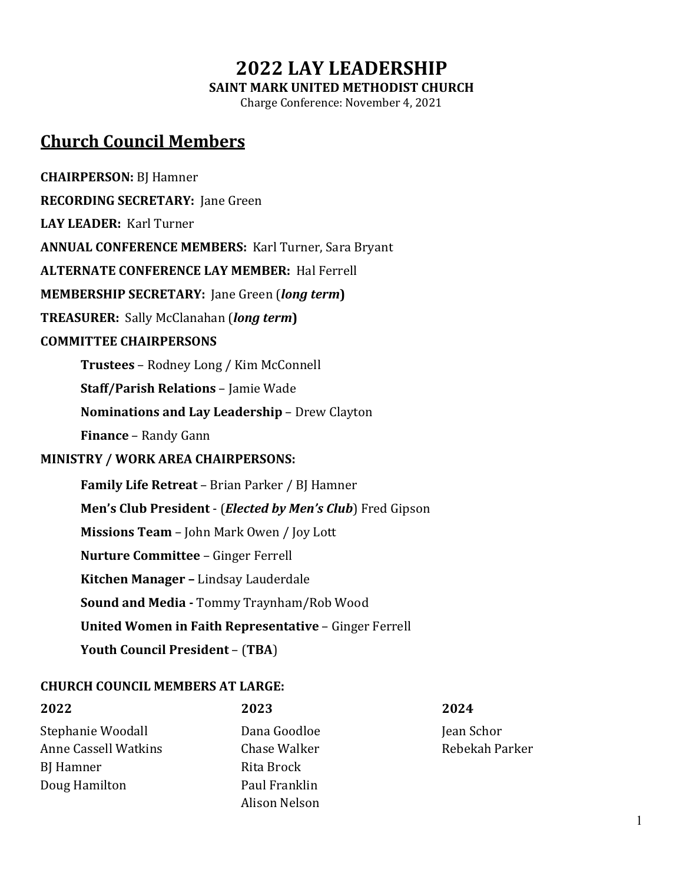# 2022 LAY LEADERSHIP

**SAINT MARK UNITED METHODIST CHURCH**

Charge Conference: November 4, 2021

## Church Council Members

**CHAIRPERSON:** BJ Hamner

**RECORDING SECRETARY:** Jane Green

**LAY LEADER:** Karl Turner

**ANNUAL CONFERENCE MEMBERS:** Karl Turner, Sara Bryant

**ALTERNATE CONFERENCE LAY MEMBER:** Hal Ferrell

**MEMBERSHIP SECRETARY:** Jane Green (***long term***)

**TREASURER:** Sally McClanahan (***long term***)

**COMMITTEE CHAIRPERSONS**

- **Trustees** – Rodney Long / Kim McConnell
- **Staff/Parish Relations** – Jamie Wade
- **Nominations and Lay Leadership** – Drew Clayton
- **Finance** – Randy Gann

**MINISTRY / WORK AREA CHAIRPERSONS:**

- **Family Life Retreat** – Brian Parker / BJ Hamner
- **Men's Club President** - (***Elected by Men's Club***) Fred Gipson
- **Missions Team** – John Mark Owen / Joy Lott
- **Nurture Committee** – Ginger Ferrell
- **Kitchen Manager –** Lindsay Lauderdale
- **Sound and Media -** Tommy Traynham/Rob Wood
- **United Women in Faith Representative** – Ginger Ferrell
- **Youth Council President** – (**TBA**)

**CHURCH COUNCIL MEMBERS AT LARGE:**

| 2022 | 2023 | 2024 |
|---|---|---|
| Stephanie Woodall | Dana Goodloe | Jean Schor |
| Anne Cassell Watkins | Chase Walker | Rebekah Parker |
| BJ Hamner | Rita Brock | |
| Doug Hamilton | Paul Franklin | |
| | Alison Nelson | |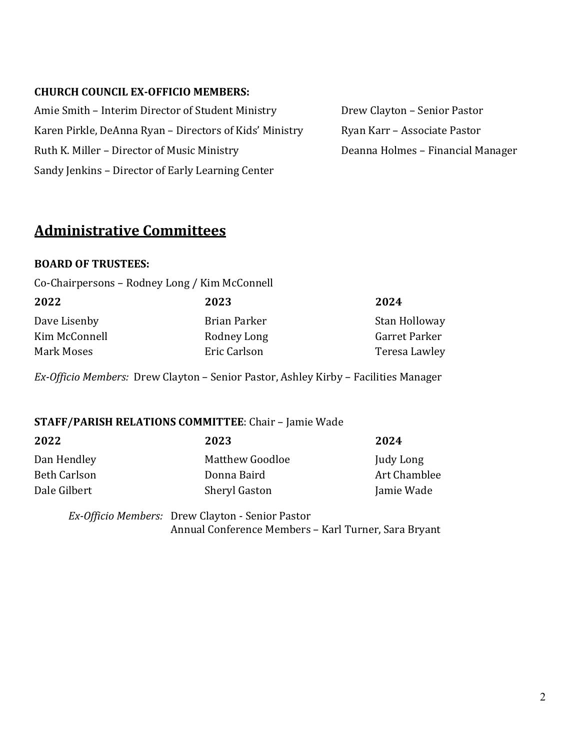**CHURCH COUNCIL EX-OFFICIO MEMBERS:**

Amie Smith – Interim Director of Student Ministry
Karen Pirkle, DeAnna Ryan – Directors of Kids' Ministry
Ruth K. Miller – Director of Music Ministry
Sandy Jenkins – Director of Early Learning Center
Drew Clayton – Senior Pastor
Ryan Karr – Associate Pastor
Deanna Holmes – Financial Manager

## Administrative Committees

**BOARD OF TRUSTEES:**

Co-Chairpersons – Rodney Long / Kim McConnell

| 2022 | 2023 | 2024 |
|---|---|---|
| Dave Lisenby | Brian Parker | Stan Holloway |
| Kim McConnell | Rodney Long | Garret Parker |
| Mark Moses | Eric Carlson | Teresa Lawley |

*Ex-Officio Members:* Drew Clayton – Senior Pastor, Ashley Kirby – Facilities Manager

**STAFF/PARISH RELATIONS COMMITTEE**: Chair – Jamie Wade

| 2022 | 2023 | 2024 |
|---|---|---|
| Dan Hendley | Matthew Goodloe | Judy Long |
| Beth Carlson | Donna Baird | Art Chamblee |
| Dale Gilbert | Sheryl Gaston | Jamie Wade |

*Ex-Officio Members:* Drew Clayton - Senior Pastor
Annual Conference Members – Karl Turner, Sara Bryant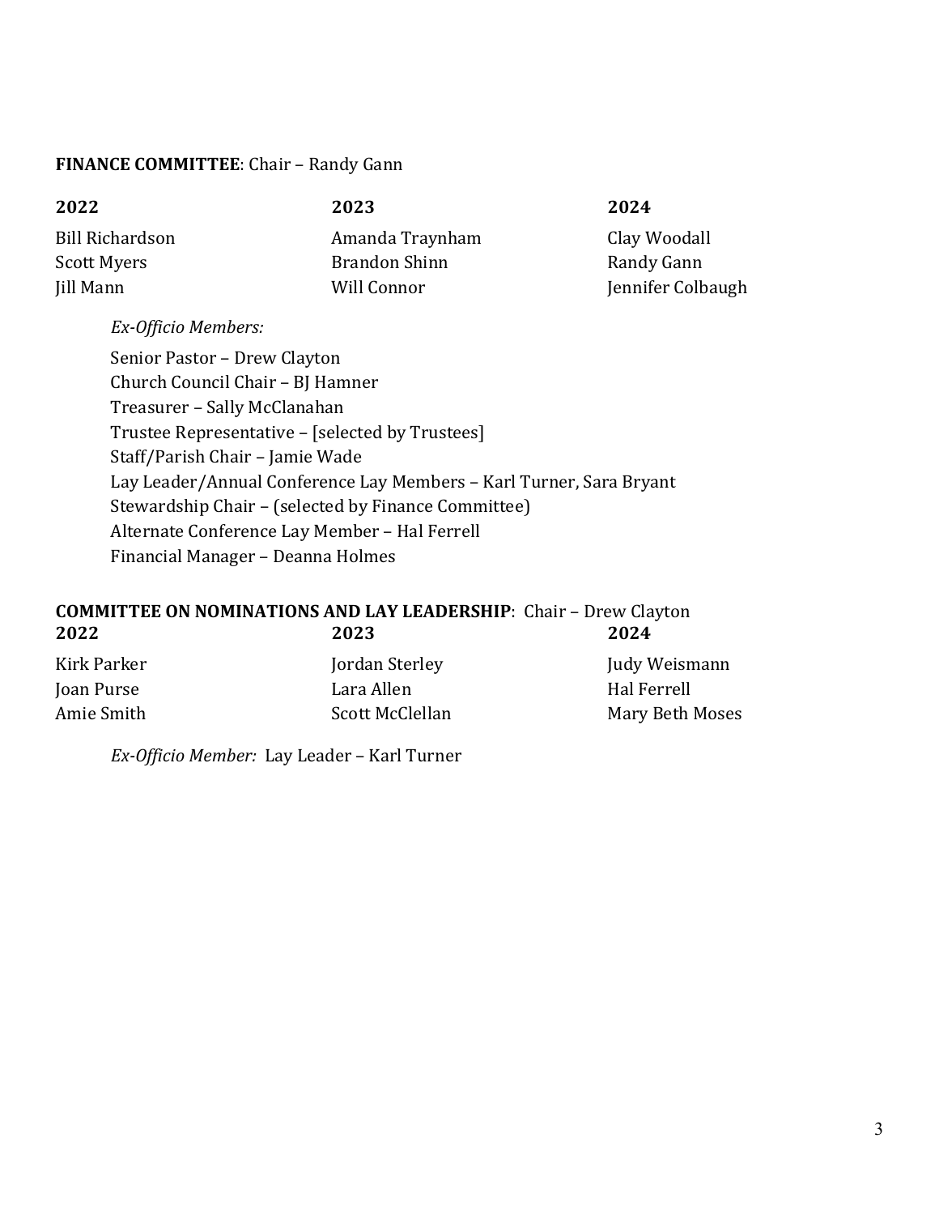**FINANCE COMMITTEE**: Chair – Randy Gann

| **2022** | **2023** | **2024** |
|---|---|---|
| Bill Richardson | Amanda Traynham | Clay Woodall |
| Scott Myers | Brandon Shinn | Randy Gann |
| Jill Mann | Will Connor | Jennifer Colbaugh |

*Ex-Officio Members:*

Senior Pastor – Drew Clayton
Church Council Chair – BJ Hamner
Treasurer – Sally McClanahan
Trustee Representative – [selected by Trustees]
Staff/Parish Chair – Jamie Wade
Lay Leader/Annual Conference Lay Members – Karl Turner, Sara Bryant
Stewardship Chair – (selected by Finance Committee)
Alternate Conference Lay Member – Hal Ferrell
Financial Manager – Deanna Holmes

**COMMITTEE ON NOMINATIONS AND LAY LEADERSHIP**: Chair – Drew Clayton

| **2022** | **2023** | **2024** |
|---|---|---|
| Kirk Parker | Jordan Sterley | Judy Weismann |
| Joan Purse | Lara Allen | Hal Ferrell |
| Amie Smith | Scott McClellan | Mary Beth Moses |

*Ex-Officio Member:* Lay Leader – Karl Turner